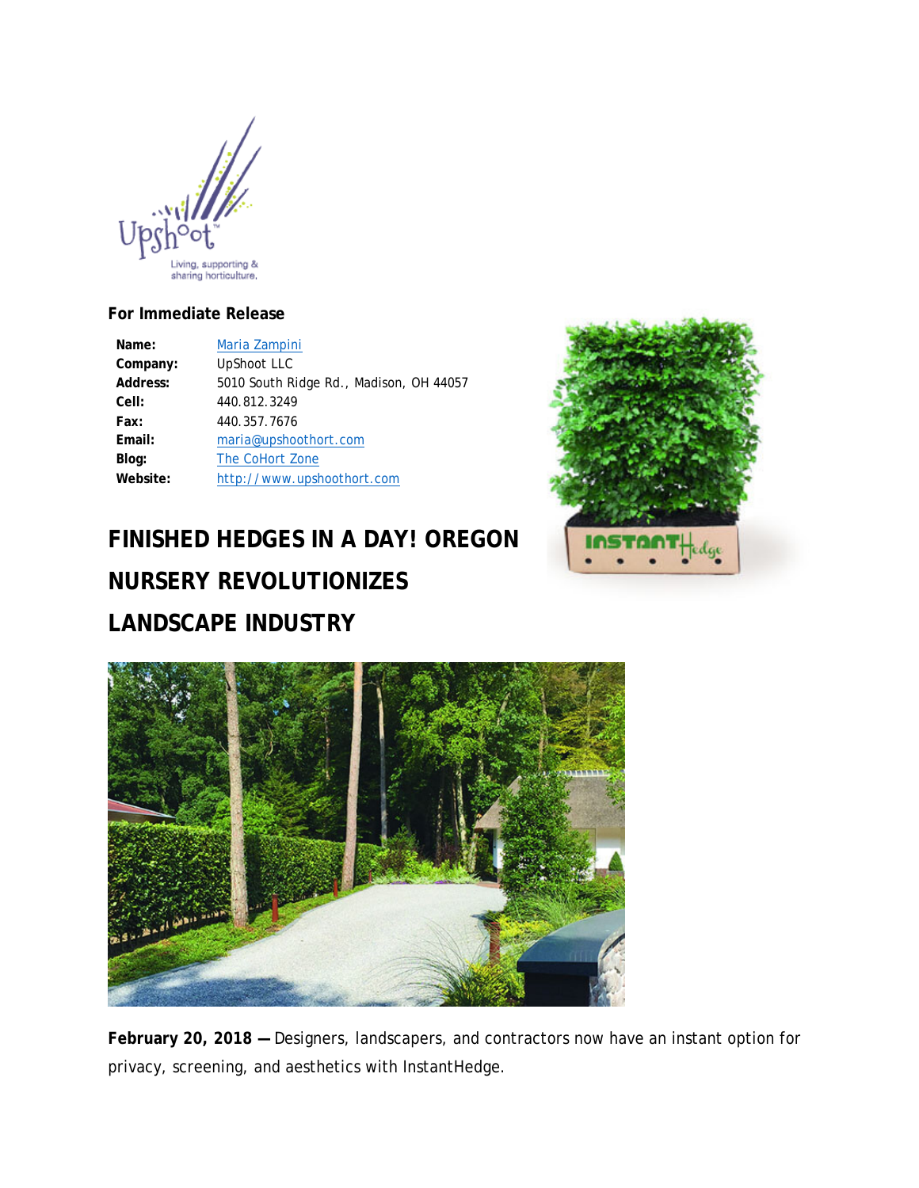**For Immediate Release**

| | |
|---|---|
| **Name:** | Maria Zampini |
| **Company:** | UpShoot LLC |
| **Address:** | 5010 South Ridge Rd., Madison, OH 44057 |
| **Cell:** | 440.812.3249 |
| **Fax:** | 440.357.7676 |
| **Email:** | maria@upshoothort.com |
| **Blog:** | The CoHort Zone |
| **Website:** | http://www.upshoothort.com |

# FINISHED HEDGES IN A DAY! OREGON NURSERY REVOLUTIONIZES LANDSCAPE INDUSTRY

**February 20, 2018 —** Designers, landscapers, and contractors now have an instant option for privacy, screening, and aesthetics with InstantHedge.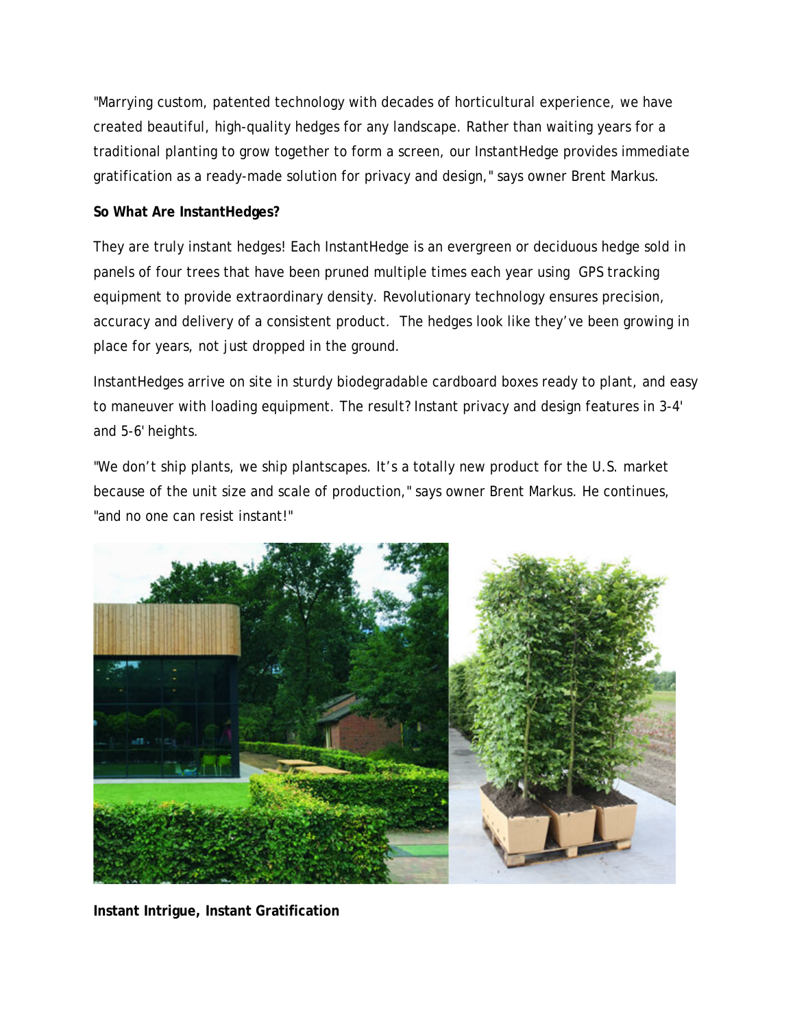"Marrying custom, patented technology with decades of horticultural experience, we have created beautiful, high-quality hedges for any landscape. Rather than waiting years for a traditional planting to grow together to form a screen, our InstantHedge provides immediate gratification as a ready-made solution for privacy and design," says owner Brent Markus.

**So What Are InstantHedges?**

They are truly instant hedges! Each InstantHedge is an evergreen or deciduous hedge sold in panels of four trees that have been pruned multiple times each year using GPS tracking equipment to provide extraordinary density. Revolutionary technology ensures precision, accuracy and delivery of a consistent product. The hedges look like they've been growing in place for years, not just dropped in the ground.

InstantHedges arrive on site in sturdy biodegradable cardboard boxes ready to plant, and easy to maneuver with loading equipment. The result? Instant privacy and design features in 3-4' and 5-6' heights.

"We don't ship plants, we ship plantscapes. It's a totally new product for the U.S. market because of the unit size and scale of production," says owner Brent Markus. He continues, "and no one can resist instant!"

**Instant Intrigue, Instant Gratification**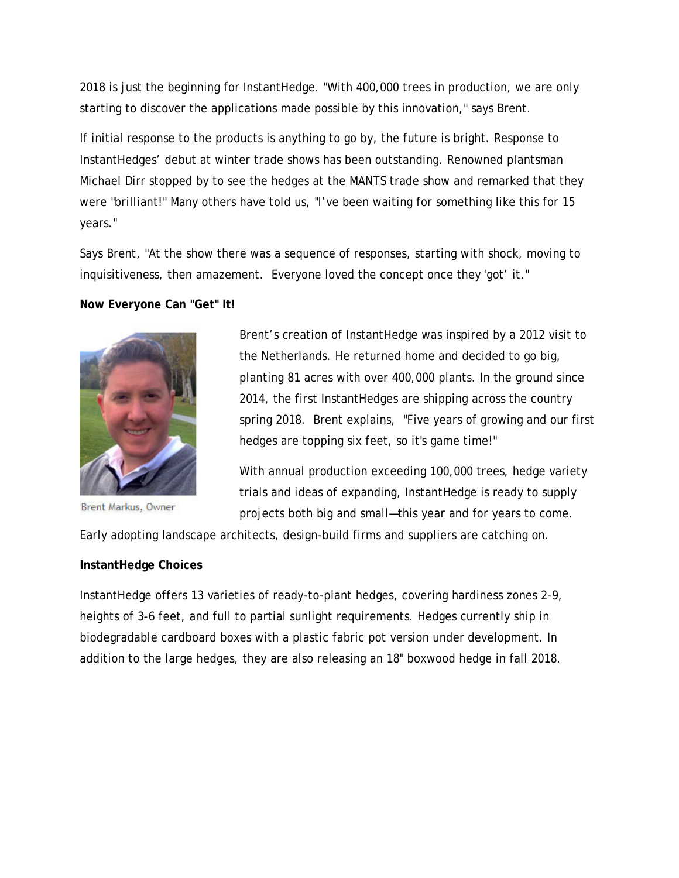2018 is just the beginning for InstantHedge. "With 400,000 trees in production, we are only starting to discover the applications made possible by this innovation," says Brent.

If initial response to the products is anything to go by, the future is bright. Response to InstantHedges' debut at winter trade shows has been outstanding. Renowned plantsman Michael Dirr stopped by to see the hedges at the MANTS trade show and remarked that they were "brilliant!" Many others have told us, "I've been waiting for something like this for 15 years."

Says Brent, "At the show there was a sequence of responses, starting with shock, moving to inquisitiveness, then amazement. Everyone loved the concept once they 'got' it."

**Now Everyone Can "Get" It!**

Brent Markus, Owner

Brent's creation of InstantHedge was inspired by a 2012 visit to the Netherlands. He returned home and decided to go big, planting 81 acres with over 400,000 plants. In the ground since 2014, the first InstantHedges are shipping across the country spring 2018. Brent explains, "Five years of growing and our first hedges are topping six feet, so it's game time!"

With annual production exceeding 100,000 trees, hedge variety trials and ideas of expanding, InstantHedge is ready to supply projects both big and small—this year and for years to come. Early adopting landscape architects, design-build firms and suppliers are catching on.

**InstantHedge Choices**

InstantHedge offers 13 varieties of ready-to-plant hedges, covering hardiness zones 2-9, heights of 3-6 feet, and full to partial sunlight requirements. Hedges currently ship in biodegradable cardboard boxes with a plastic fabric pot version under development. In addition to the large hedges, they are also releasing an 18" boxwood hedge in fall 2018.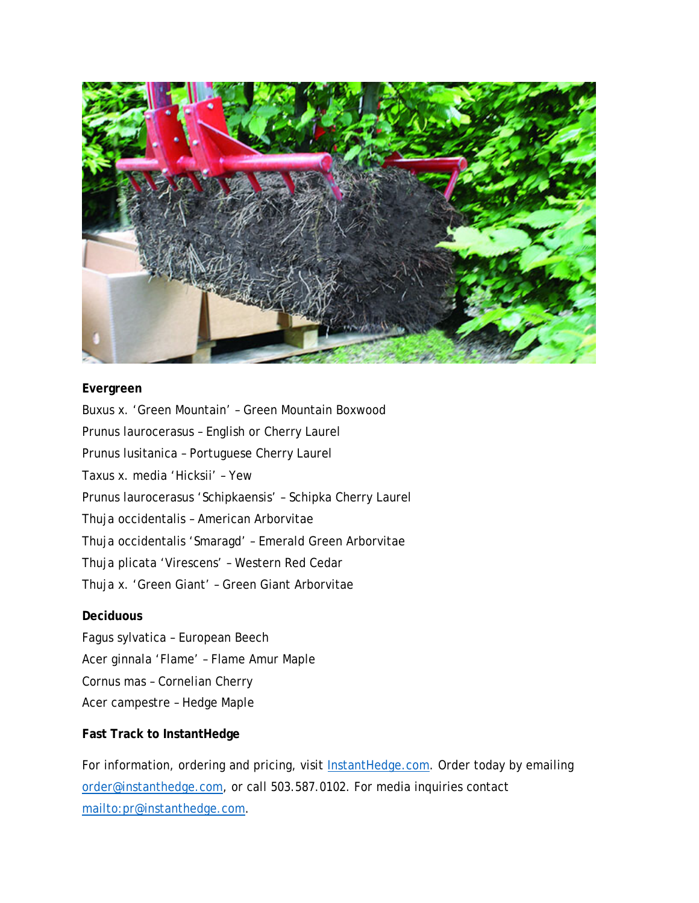**Evergreen**

Buxus x. 'Green Mountain' – Green Mountain Boxwood

Prunus laurocerasus – English or Cherry Laurel

Prunus lusitanica – Portuguese Cherry Laurel

Taxus x. media 'Hicksii' – Yew

Prunus laurocerasus 'Schipkaensis' – Schipka Cherry Laurel

Thuja occidentalis – American Arborvitae

Thuja occidentalis 'Smaragd' – Emerald Green Arborvitae

Thuja plicata 'Virescens' – Western Red Cedar

Thuja x. 'Green Giant' – Green Giant Arborvitae

**Deciduous**

Fagus sylvatica – European Beech

Acer ginnala 'Flame' – Flame Amur Maple

Cornus mas – Cornelian Cherry

Acer campestre – Hedge Maple

**Fast Track to InstantHedge**

For information, ordering and pricing, visit [InstantHedge.com](InstantHedge.com). Order today by emailing [order@instanthedge.com](mailto:order@instanthedge.com), or call 503.587.0102. For media inquiries contact [mailto:pr@instanthedge.com](mailto:pr@instanthedge.com).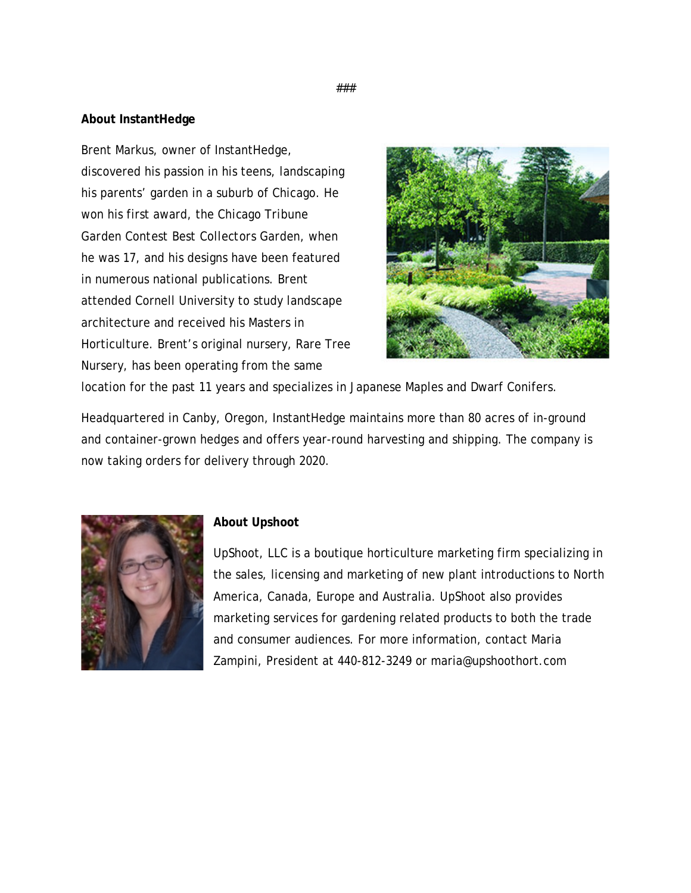###

**About InstantHedge**

Brent Markus, owner of InstantHedge, discovered his passion in his teens, landscaping his parents' garden in a suburb of Chicago. He won his first award, the Chicago Tribune Garden Contest Best Collectors Garden, when he was 17, and his designs have been featured in numerous national publications. Brent attended Cornell University to study landscape architecture and received his Masters in Horticulture. Brent's original nursery, Rare Tree Nursery, has been operating from the same location for the past 11 years and specializes in Japanese Maples and Dwarf Conifers.

Headquartered in Canby, Oregon, InstantHedge maintains more than 80 acres of in-ground and container-grown hedges and offers year-round harvesting and shipping. The company is now taking orders for delivery through 2020.

**About Upshoot**

UpShoot, LLC is a boutique horticulture marketing firm specializing in the sales, licensing and marketing of new plant introductions to North America, Canada, Europe and Australia. UpShoot also provides marketing services for gardening related products to both the trade and consumer audiences. For more information, contact Maria Zampini, President at 440-812-3249 or maria@upshoothort.com